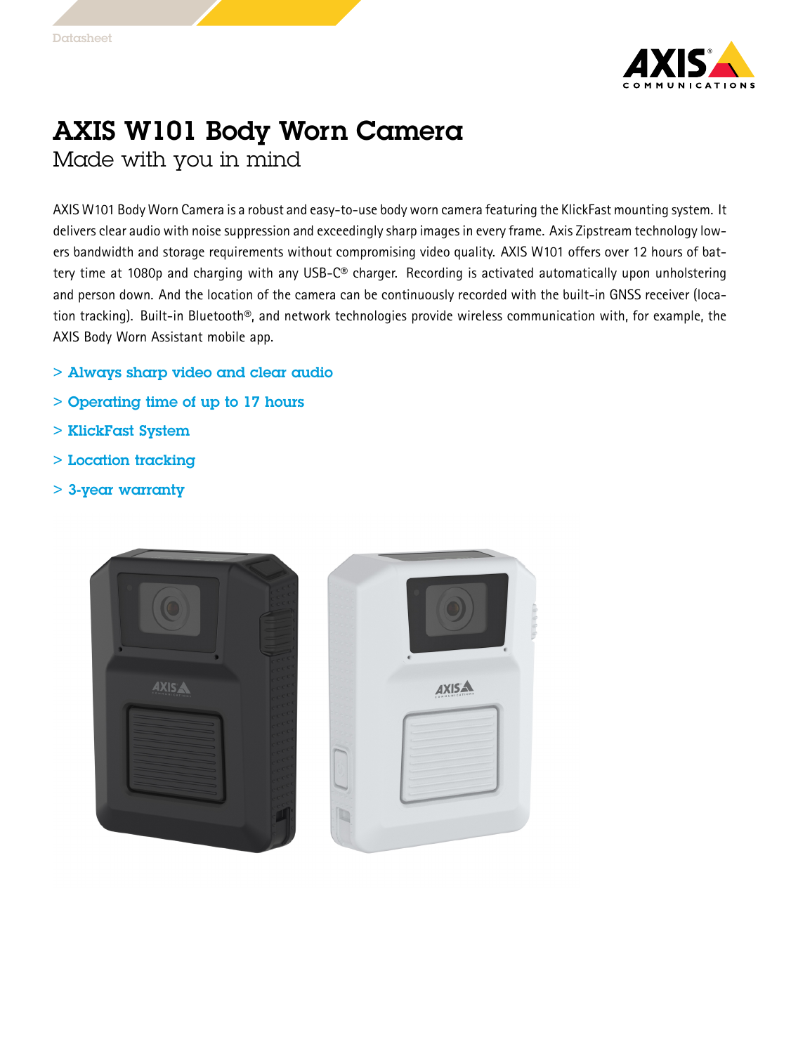Datasheet

# AXIS W101 Body Worn Camera

## Made with you in mind

AXIS W101 Body Worn Camera is a robust and easy-to-use body worn camera featuring the KlickFast mounting system. It delivers clear audio with noise suppression and exceedingly sharp images in every frame. Axis Zipstream technology lowers bandwidth and storage requirements without compromising video quality. AXIS W101 offers over 12 hours of battery time at 1080p and charging with any USB-C® charger. Recording is activated automatically upon unholstering and person down. And the location of the camera can be continuously recorded with the built-in GNSS receiver (location tracking). Built-in Bluetooth®, and network technologies provide wireless communication with, for example, the AXIS Body Worn Assistant mobile app.

- Always sharp video and clear audio
- Operating time of up to 17 hours
- KlickFast System
- Location tracking
- 3-year warranty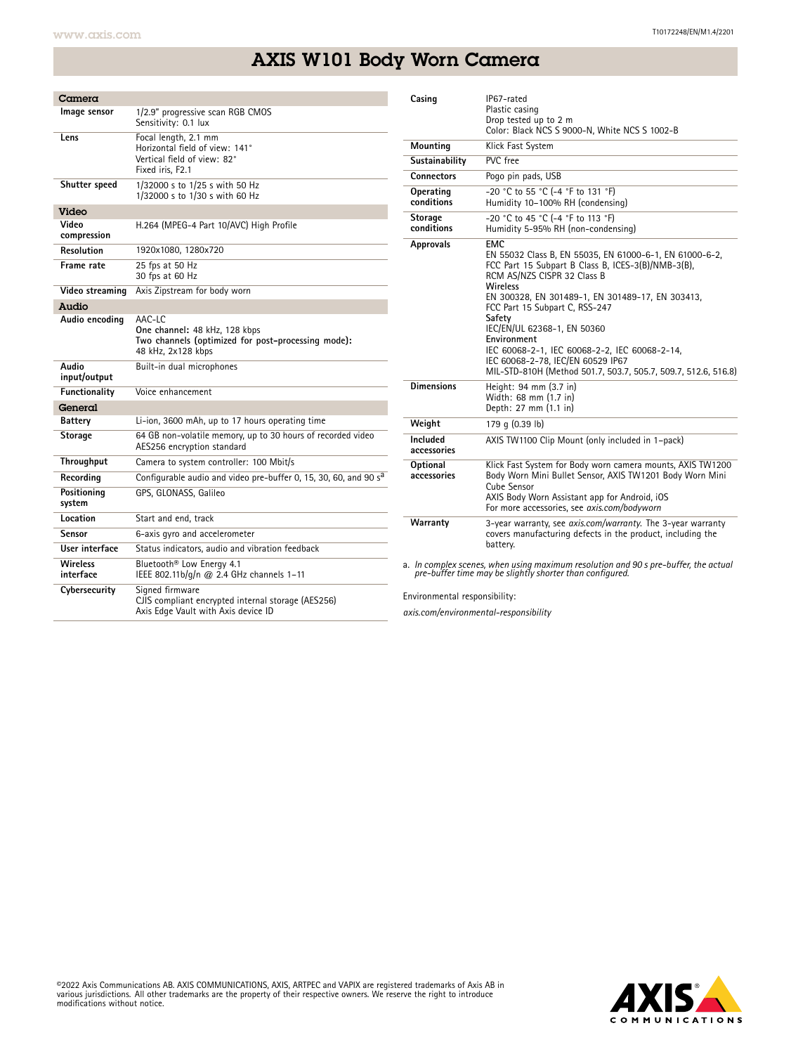# AXIS W101 Body Worn Camera

## Camera

| | |
|---|---|
| **Image sensor** | 1/2.9" progressive scan RGB CMOS<br>Sensitivity: 0.1 lux |
| **Lens** | Focal length, 2.1 mm<br>Horizontal field of view: 141°<br>Vertical field of view: 82°<br>Fixed iris, F2.1 |
| **Shutter speed** | 1/32000 s to 1/25 s with 50 Hz<br>1/32000 s to 1/30 s with 60 Hz |

## Video

| | |
|---|---|
| **Video compression** | H.264 (MPEG-4 Part 10/AVC) High Profile |
| **Resolution** | 1920x1080, 1280x720 |
| **Frame rate** | 25 fps at 50 Hz<br>30 fps at 60 Hz |
| **Video streaming** | Axis Zipstream for body worn |

## Audio

| | |
|---|---|
| **Audio encoding** | AAC-LC<br>**One channel:** 48 kHz, 128 kbps<br>**Two channels (optimized for post-processing mode):** 48 kHz, 2x128 kbps |
| **Audio input/output** | Built-in dual microphones |
| **Functionality** | Voice enhancement |

## General

| | |
|---|---|
| **Battery** | Li-ion, 3600 mAh, up to 17 hours operating time |
| **Storage** | 64 GB non-volatile memory, up to 30 hours of recorded video<br>AES256 encryption standard |
| **Throughput** | Camera to system controller: 100 Mbit/s |
| **Recording** | Configurable audio and video pre-buffer 0, 15, 30, 60, and 90 s[a] |
| **Positioning system** | GPS, GLONASS, Galileo |
| **Location** | Start and end, track |
| **Sensor** | 6-axis gyro and accelerometer |
| **User interface** | Status indicators, audio and vibration feedback |
| **Wireless interface** | Bluetooth® Low Energy 4.1<br>IEEE 802.11b/g/n @ 2.4 GHz channels 1–11 |
| **Cybersecurity** | Signed firmware<br>CJIS compliant encrypted internal storage (AES256)<br>Axis Edge Vault with Axis device ID |
| **Casing** | IP67-rated<br>Plastic casing<br>Drop tested up to 2 m<br>Color: Black NCS S 9000-N, White NCS S 1002-B |
| **Mounting** | Klick Fast System |
| **Sustainability** | PVC free |
| **Connectors** | Pogo pin pads, USB |
| **Operating conditions** | -20 °C to 55 °C (-4 °F to 131 °F)<br>Humidity 10–100% RH (condensing) |
| **Storage conditions** | -20 °C to 45 °C (-4 °F to 113 °F)<br>Humidity 5-95% RH (non-condensing) |
| **Approvals** | **EMC**<br>EN 55032 Class B, EN 55035, EN 61000-6-1, EN 61000-6-2, FCC Part 15 Subpart B Class B, ICES-3(B)/NMB-3(B), RCM AS/NZS CISPR 32 Class B<br>**Wireless**<br>EN 300328, EN 301489-1, EN 301489-17, EN 303413, FCC Part 15 Subpart C, RSS-247<br>**Safety**<br>IEC/EN/UL 62368-1, EN 50360<br>**Environment**<br>IEC 60068-2-1, IEC 60068-2-2, IEC 60068-2-14, IEC 60068-2-78, IEC/EN 60529 IP67<br>MIL-STD-810H (Method 501.7, 503.7, 505.7, 509.7, 512.6, 516.8) |
| **Dimensions** | Height: 94 mm (3.7 in)<br>Width: 68 mm (1.7 in)<br>Depth: 27 mm (1.1 in) |
| **Weight** | 179 g (0.39 lb) |
| **Included accessories** | AXIS TW1100 Clip Mount (only included in 1-pack) |
| **Optional accessories** | Klick Fast System for Body worn camera mounts, AXIS TW1200 Body Worn Mini Bullet Sensor, AXIS TW1201 Body Worn Mini Cube Sensor<br>AXIS Body Worn Assistant app for Android, iOS<br>For more accessories, see *axis.com/bodyworn* |
| **Warranty** | 3-year warranty, see *axis.com/warranty*. The 3-year warranty covers manufacturing defects in the product, including the battery. |

a. *In complex scenes, when using maximum resolution and 90 s pre-buffer, the actual pre-buffer time may be slightly shorter than configured.*

Environmental responsibility:

*axis.com/environmental-responsibility*

©2022 Axis Communications AB. AXIS COMMUNICATIONS, AXIS, ARTPEC and VAPIX are registered trademarks of Axis AB in various jurisdictions. All other trademarks are the property of their respective owners. We reserve the right to introduce modifications without notice.